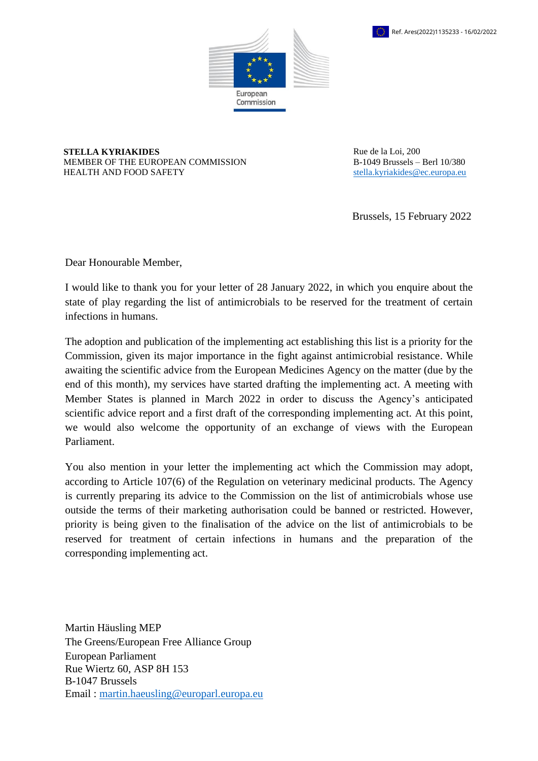Ref. Ares(2022)1135233 - 16/02/2022

European Commission

**STELLA KYRIAKIDES**
MEMBER OF THE EUROPEAN COMMISSION
HEALTH AND FOOD SAFETY

Rue de la Loi, 200
B-1049 Brussels – Berl 10/380
stella.kyriakides@ec.europa.eu

Brussels, 15 February 2022

Dear Honourable Member,

I would like to thank you for your letter of 28 January 2022, in which you enquire about the state of play regarding the list of antimicrobials to be reserved for the treatment of certain infections in humans.

The adoption and publication of the implementing act establishing this list is a priority for the Commission, given its major importance in the fight against antimicrobial resistance. While awaiting the scientific advice from the European Medicines Agency on the matter (due by the end of this month), my services have started drafting the implementing act. A meeting with Member States is planned in March 2022 in order to discuss the Agency's anticipated scientific advice report and a first draft of the corresponding implementing act. At this point, we would also welcome the opportunity of an exchange of views with the European Parliament.

You also mention in your letter the implementing act which the Commission may adopt, according to Article 107(6) of the Regulation on veterinary medicinal products. The Agency is currently preparing its advice to the Commission on the list of antimicrobials whose use outside the terms of their marketing authorisation could be banned or restricted. However, priority is being given to the finalisation of the advice on the list of antimicrobials to be reserved for treatment of certain infections in humans and the preparation of the corresponding implementing act.

Martin Häusling MEP
The Greens/European Free Alliance Group
European Parliament
Rue Wiertz 60, ASP 8H 153
B-1047 Brussels
Email : martin.haeusling@europarl.europa.eu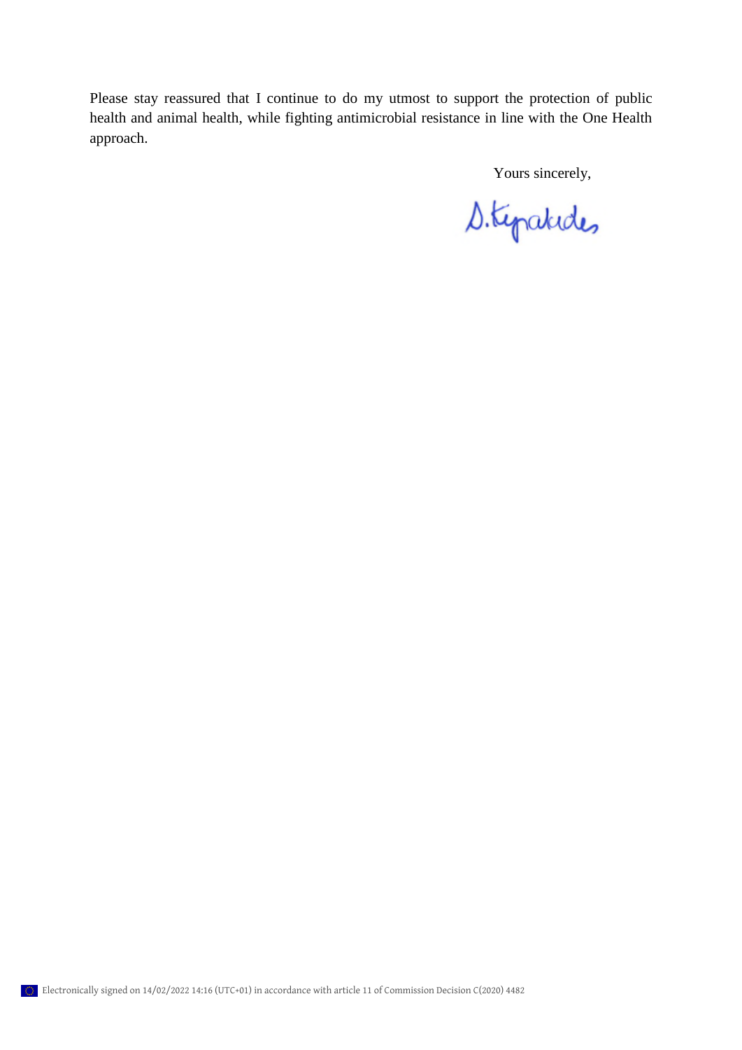Please stay reassured that I continue to do my utmost to support the protection of public health and animal health, while fighting antimicrobial resistance in line with the One Health approach.

Yours sincerely,

S. Kyriakides

Electronically signed on 14/02/2022 14:16 (UTC+01) in accordance with article 11 of Commission Decision C(2020) 4482